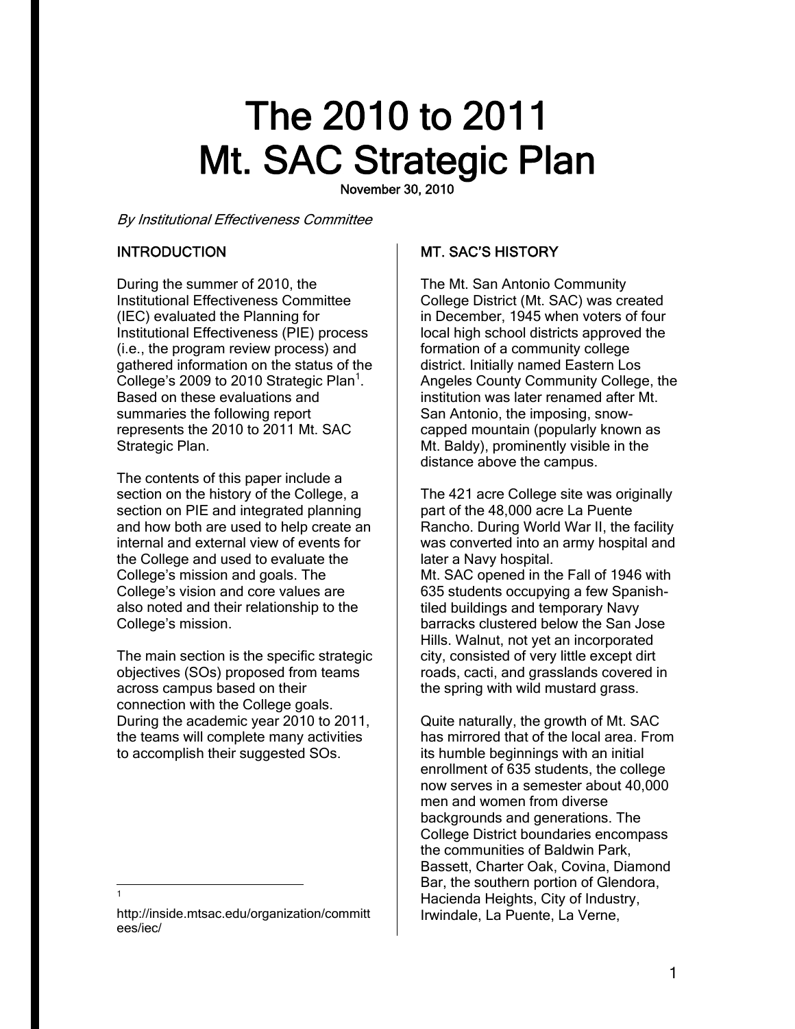# The 2010 to 2011 Mt. SAC Strategic Plan

November 30, 2010

*By Institutional Effectiveness Committee*

## INTRODUCTION

During the summer of 2010, the Institutional Effectiveness Committee (IEC) evaluated the Planning for Institutional Effectiveness (PIE) process (i.e., the program review process) and gathered information on the status of the College's 2009 to 2010 Strategic Plan[1]. Based on these evaluations and summaries the following report represents the 2010 to 2011 Mt. SAC Strategic Plan.

The contents of this paper include a section on the history of the College, a section on PIE and integrated planning and how both are used to help create an internal and external view of events for the College and used to evaluate the College's mission and goals. The College's vision and core values are also noted and their relationship to the College's mission.

The main section is the specific strategic objectives (SOs) proposed from teams across campus based on their connection with the College goals. During the academic year 2010 to 2011, the teams will complete many activities to accomplish their suggested SOs.

[1] http://inside.mtsac.edu/organization/committees/iec/

## MT. SAC'S HISTORY

The Mt. San Antonio Community College District (Mt. SAC) was created in December, 1945 when voters of four local high school districts approved the formation of a community college district. Initially named Eastern Los Angeles County Community College, the institution was later renamed after Mt. San Antonio, the imposing, snow-capped mountain (popularly known as Mt. Baldy), prominently visible in the distance above the campus.

The 421 acre College site was originally part of the 48,000 acre La Puente Rancho. During World War II, the facility was converted into an army hospital and later a Navy hospital.

Mt. SAC opened in the Fall of 1946 with 635 students occupying a few Spanish-tiled buildings and temporary Navy barracks clustered below the San Jose Hills. Walnut, not yet an incorporated city, consisted of very little except dirt roads, cacti, and grasslands covered in the spring with wild mustard grass.

Quite naturally, the growth of Mt. SAC has mirrored that of the local area. From its humble beginnings with an initial enrollment of 635 students, the college now serves in a semester about 40,000 men and women from diverse backgrounds and generations. The College District boundaries encompass the communities of Baldwin Park, Bassett, Charter Oak, Covina, Diamond Bar, the southern portion of Glendora, Hacienda Heights, City of Industry, Irwindale, La Puente, La Verne,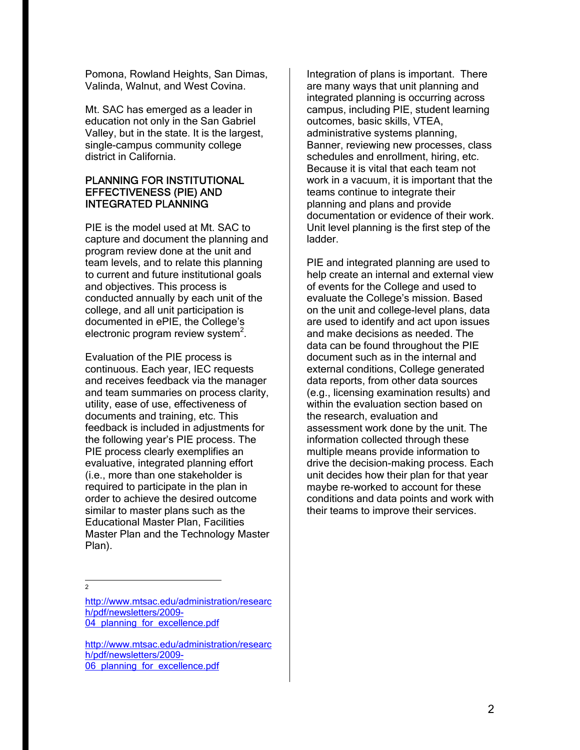Pomona, Rowland Heights, San Dimas, Valinda, Walnut, and West Covina.

Mt. SAC has emerged as a leader in education not only in the San Gabriel Valley, but in the state. It is the largest, single-campus community college district in California.

## PLANNING FOR INSTITUTIONAL EFFECTIVENESS (PIE) AND INTEGRATED PLANNING

PIE is the model used at Mt. SAC to capture and document the planning and program review done at the unit and team levels, and to relate this planning to current and future institutional goals and objectives. This process is conducted annually by each unit of the college, and all unit participation is documented in ePIE, the College's electronic program review system[2].

Evaluation of the PIE process is continuous. Each year, IEC requests and receives feedback via the manager and team summaries on process clarity, utility, ease of use, effectiveness of documents and training, etc. This feedback is included in adjustments for the following year's PIE process. The PIE process clearly exemplifies an evaluative, integrated planning effort (i.e., more than one stakeholder is required to participate in the plan in order to achieve the desired outcome similar to master plans such as the Educational Master Plan, Facilities Master Plan and the Technology Master Plan).

Integration of plans is important. There are many ways that unit planning and integrated planning is occurring across campus, including PIE, student learning outcomes, basic skills, VTEA, administrative systems planning, Banner, reviewing new processes, class schedules and enrollment, hiring, etc. Because it is vital that each team not work in a vacuum, it is important that the teams continue to integrate their planning and plans and provide documentation or evidence of their work. Unit level planning is the first step of the ladder.

PIE and integrated planning are used to help create an internal and external view of events for the College and used to evaluate the College's mission. Based on the unit and college-level plans, data are used to identify and act upon issues and make decisions as needed. The data can be found throughout the PIE document such as in the internal and external conditions, College generated data reports, from other data sources (e.g., licensing examination results) and within the evaluation section based on the research, evaluation and assessment work done by the unit. The information collected through these multiple means provide information to drive the decision-making process. Each unit decides how their plan for that year maybe re-worked to account for these conditions and data points and work with their teams to improve their services.

---

[2]

http://www.mtsac.edu/administration/research/pdf/newsletters/2009-04_planning_for_excellence.pdf

http://www.mtsac.edu/administration/research/pdf/newsletters/2009-06_planning_for_excellence.pdf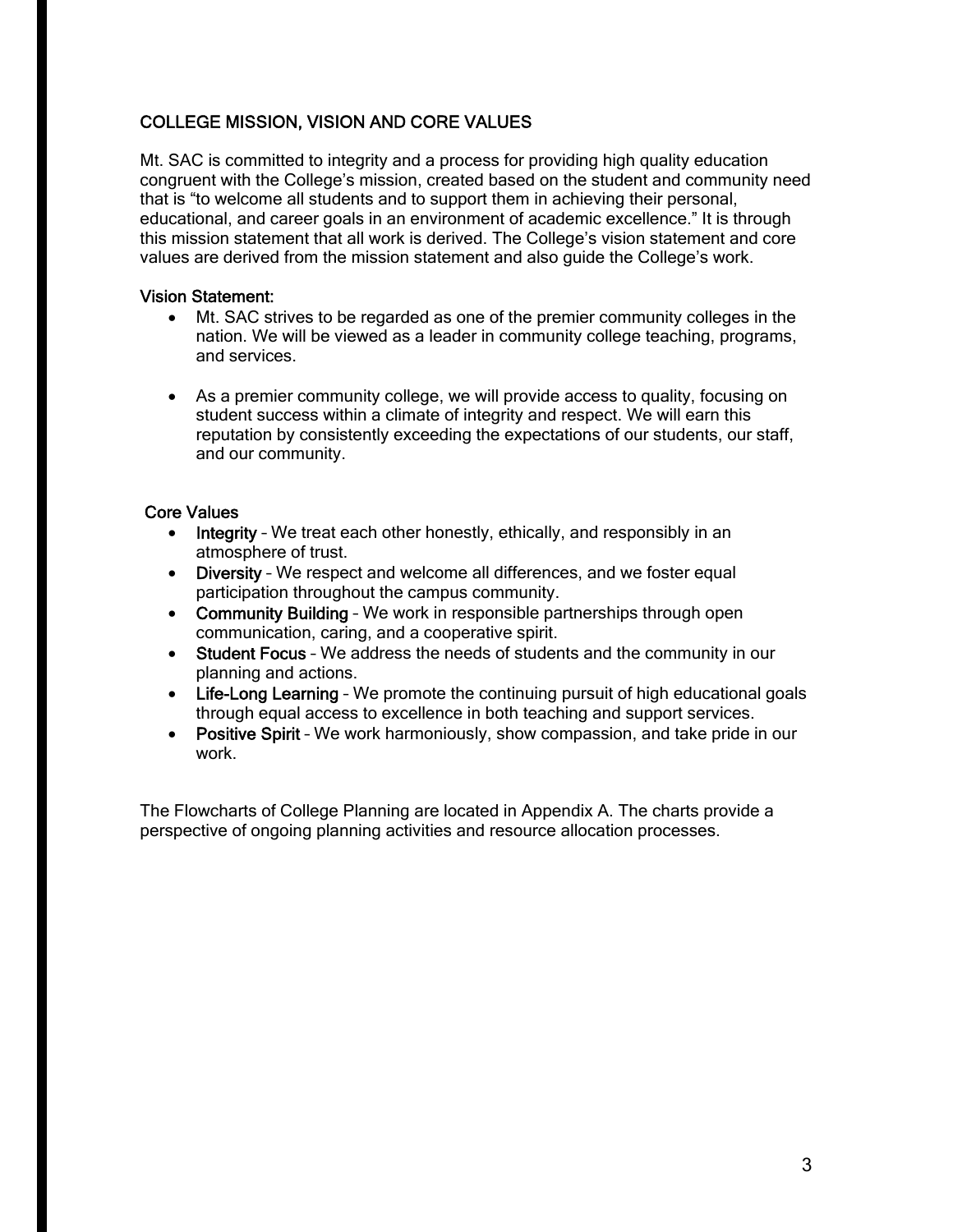## COLLEGE MISSION, VISION AND CORE VALUES

Mt. SAC is committed to integrity and a process for providing high quality education congruent with the College's mission, created based on the student and community need that is "to welcome all students and to support them in achieving their personal, educational, and career goals in an environment of academic excellence." It is through this mission statement that all work is derived. The College's vision statement and core values are derived from the mission statement and also guide the College's work.

### Vision Statement:

- Mt. SAC strives to be regarded as one of the premier community colleges in the nation. We will be viewed as a leader in community college teaching, programs, and services.

- As a premier community college, we will provide access to quality, focusing on student success within a climate of integrity and respect. We will earn this reputation by consistently exceeding the expectations of our students, our staff, and our community.

### Core Values

- **Integrity** – We treat each other honestly, ethically, and responsibly in an atmosphere of trust.
- **Diversity** – We respect and welcome all differences, and we foster equal participation throughout the campus community.
- **Community Building** – We work in responsible partnerships through open communication, caring, and a cooperative spirit.
- **Student Focus** – We address the needs of students and the community in our planning and actions.
- **Life-Long Learning** – We promote the continuing pursuit of high educational goals through equal access to excellence in both teaching and support services.
- **Positive Spirit** – We work harmoniously, show compassion, and take pride in our work.

The Flowcharts of College Planning are located in Appendix A. The charts provide a perspective of ongoing planning activities and resource allocation processes.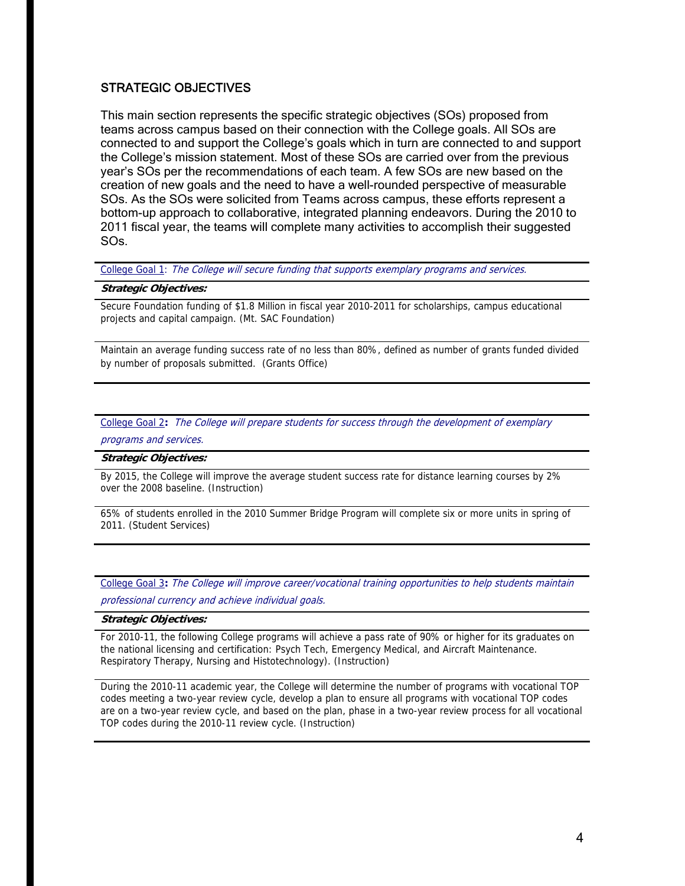## STRATEGIC OBJECTIVES

This main section represents the specific strategic objectives (SOs) proposed from teams across campus based on their connection with the College goals. All SOs are connected to and support the College's goals which in turn are connected to and support the College's mission statement. Most of these SOs are carried over from the previous year's SOs per the recommendations of each team. A few SOs are new based on the creation of new goals and the need to have a well-rounded perspective of measurable SOs. As the SOs were solicited from Teams across campus, these efforts represent a bottom-up approach to collaborative, integrated planning endeavors. During the 2010 to 2011 fiscal year, the teams will complete many activities to accomplish their suggested SOs.

College Goal 1: *The College will secure funding that supports exemplary programs and services.*

***Strategic Objectives:***

Secure Foundation funding of $1.8 Million in fiscal year 2010-2011 for scholarships, campus educational projects and capital campaign. (Mt. SAC Foundation)

Maintain an average funding success rate of no less than 80%, defined as number of grants funded divided by number of proposals submitted. (Grants Office)

College Goal 2**:** *The College will prepare students for success through the development of exemplary programs and services.*

***Strategic Objectives:***

By 2015, the College will improve the average student success rate for distance learning courses by 2% over the 2008 baseline. (Instruction)

65% of students enrolled in the 2010 Summer Bridge Program will complete six or more units in spring of 2011. (Student Services)

College Goal 3**:** *The College will improve career/vocational training opportunities to help students maintain professional currency and achieve individual goals.*

***Strategic Objectives:***

For 2010-11, the following College programs will achieve a pass rate of 90% or higher for its graduates on the national licensing and certification: Psych Tech, Emergency Medical, and Aircraft Maintenance. Respiratory Therapy, Nursing and Histotechnology). (Instruction)

During the 2010-11 academic year, the College will determine the number of programs with vocational TOP codes meeting a two-year review cycle, develop a plan to ensure all programs with vocational TOP codes are on a two-year review cycle, and based on the plan, phase in a two-year review process for all vocational TOP codes during the 2010-11 review cycle. (Instruction)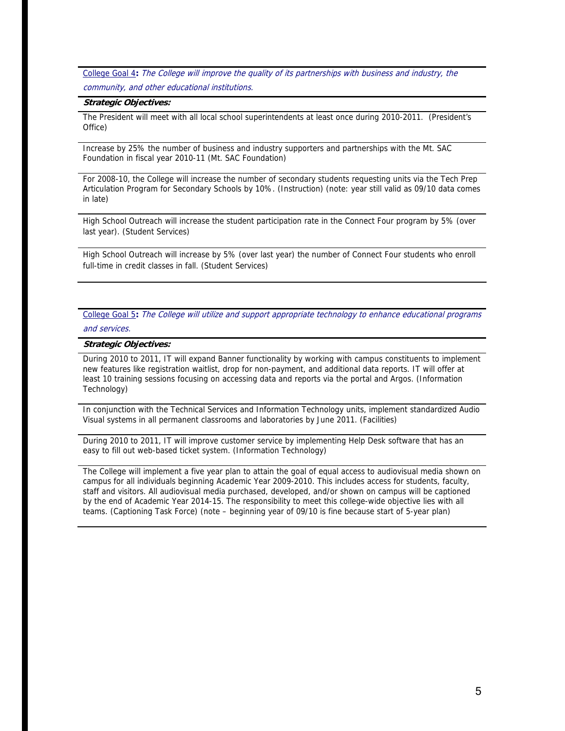College Goal 4**:** *The College will improve the quality of its partnerships with business and industry, the community, and other educational institutions.*

***Strategic Objectives:***

The President will meet with all local school superintendents at least once during 2010-2011. (President's Office)

Increase by 25% the number of business and industry supporters and partnerships with the Mt. SAC Foundation in fiscal year 2010-11 (Mt. SAC Foundation)

For 2008-10, the College will increase the number of secondary students requesting units via the Tech Prep Articulation Program for Secondary Schools by 10%. (Instruction) (note: year still valid as 09/10 data comes in late)

High School Outreach will increase the student participation rate in the Connect Four program by 5% (over last year). (Student Services)

High School Outreach will increase by 5% (over last year) the number of Connect Four students who enroll full-time in credit classes in fall. (Student Services)

College Goal 5**:** *The College will utilize and support appropriate technology to enhance educational programs and services.*

***Strategic Objectives:***

During 2010 to 2011, IT will expand Banner functionality by working with campus constituents to implement new features like registration waitlist, drop for non-payment, and additional data reports. IT will offer at least 10 training sessions focusing on accessing data and reports via the portal and Argos. (Information Technology)

In conjunction with the Technical Services and Information Technology units, implement standardized Audio Visual systems in all permanent classrooms and laboratories by June 2011. (Facilities)

During 2010 to 2011, IT will improve customer service by implementing Help Desk software that has an easy to fill out web-based ticket system. (Information Technology)

The College will implement a five year plan to attain the goal of equal access to audiovisual media shown on campus for all individuals beginning Academic Year 2009-2010. This includes access for students, faculty, staff and visitors. All audiovisual media purchased, developed, and/or shown on campus will be captioned by the end of Academic Year 2014-15. The responsibility to meet this college-wide objective lies with all teams. (Captioning Task Force) (note – beginning year of 09/10 is fine because start of 5-year plan)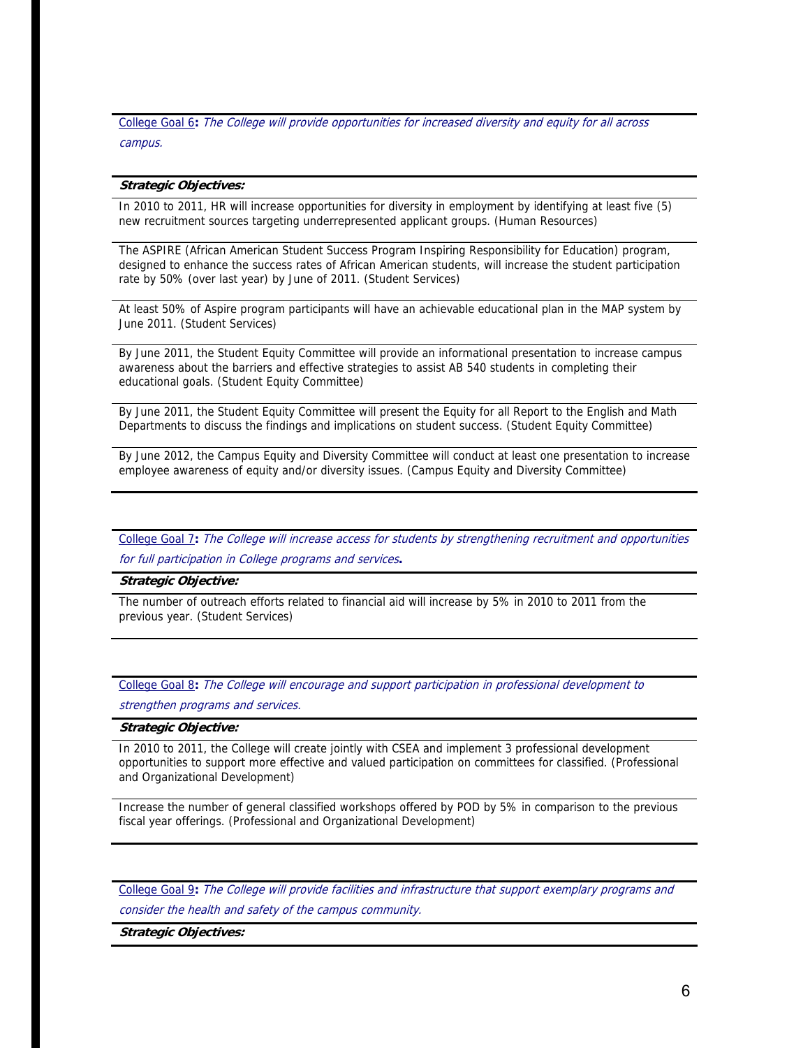College Goal 6**:** *The College will provide opportunities for increased diversity and equity for all across campus.*

***Strategic Objectives:***

In 2010 to 2011, HR will increase opportunities for diversity in employment by identifying at least five (5) new recruitment sources targeting underrepresented applicant groups. (Human Resources)

The ASPIRE (African American Student Success Program Inspiring Responsibility for Education) program, designed to enhance the success rates of African American students, will increase the student participation rate by 50% (over last year) by June of 2011. (Student Services)

At least 50% of Aspire program participants will have an achievable educational plan in the MAP system by June 2011. (Student Services)

By June 2011, the Student Equity Committee will provide an informational presentation to increase campus awareness about the barriers and effective strategies to assist AB 540 students in completing their educational goals. (Student Equity Committee)

By June 2011, the Student Equity Committee will present the Equity for all Report to the English and Math Departments to discuss the findings and implications on student success. (Student Equity Committee)

By June 2012, the Campus Equity and Diversity Committee will conduct at least one presentation to increase employee awareness of equity and/or diversity issues. (Campus Equity and Diversity Committee)

College Goal 7**:** *The College will increase access for students by strengthening recruitment and opportunities for full participation in College programs and services***.**

***Strategic Objective:***

The number of outreach efforts related to financial aid will increase by 5% in 2010 to 2011 from the previous year. (Student Services)

College Goal 8**:** *The College will encourage and support participation in professional development to strengthen programs and services.*

***Strategic Objective:***

In 2010 to 2011, the College will create jointly with CSEA and implement 3 professional development opportunities to support more effective and valued participation on committees for classified. (Professional and Organizational Development)

Increase the number of general classified workshops offered by POD by 5% in comparison to the previous fiscal year offerings. (Professional and Organizational Development)

College Goal 9**:** *The College will provide facilities and infrastructure that support exemplary programs and consider the health and safety of the campus community.*

***Strategic Objectives:***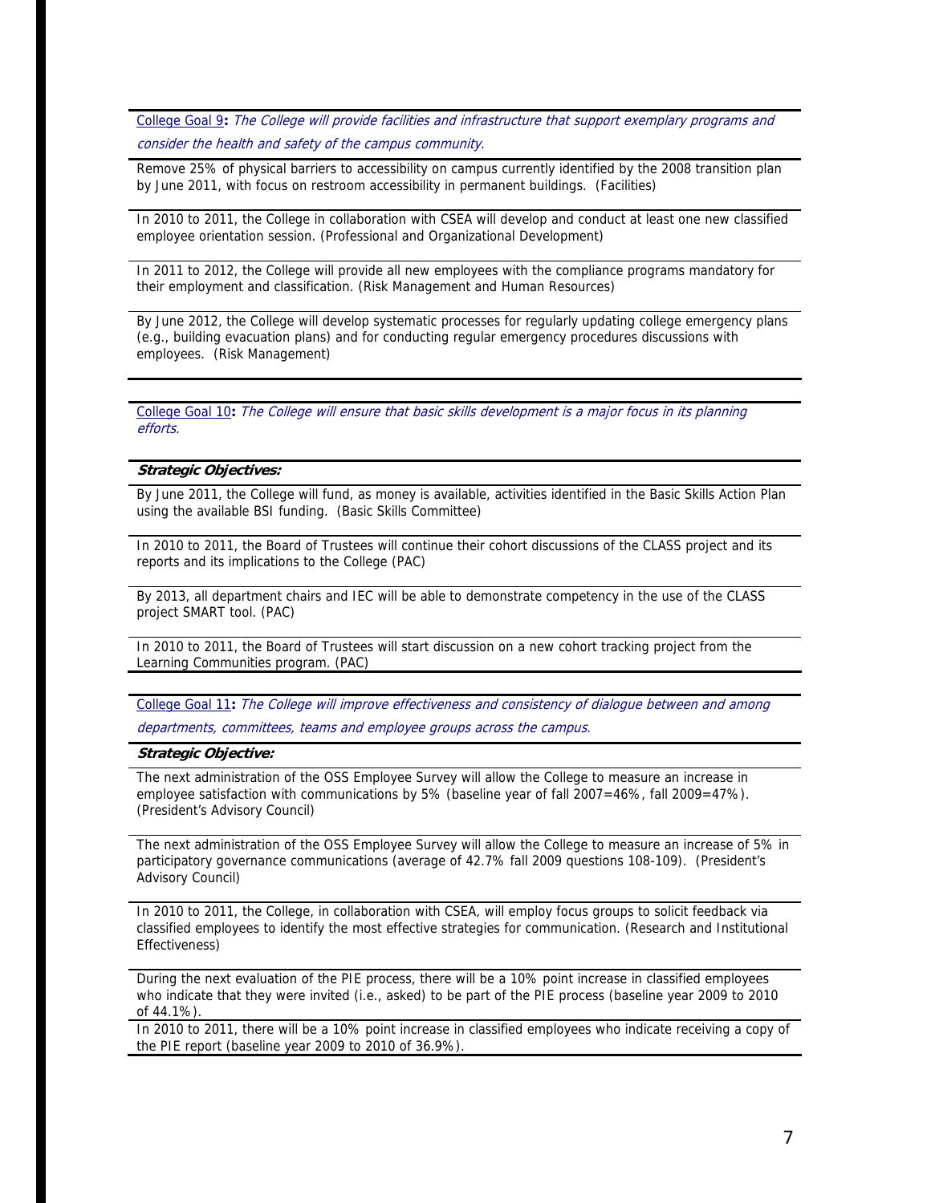College Goal 9**:** *The College will provide facilities and infrastructure that support exemplary programs and consider the health and safety of the campus community.*

Remove 25% of physical barriers to accessibility on campus currently identified by the 2008 transition plan by June 2011, with focus on restroom accessibility in permanent buildings. (Facilities)

In 2010 to 2011, the College in collaboration with CSEA will develop and conduct at least one new classified employee orientation session. (Professional and Organizational Development)

In 2011 to 2012, the College will provide all new employees with the compliance programs mandatory for their employment and classification. (Risk Management and Human Resources)

By June 2012, the College will develop systematic processes for regularly updating college emergency plans (e.g., building evacuation plans) and for conducting regular emergency procedures discussions with employees. (Risk Management)

College Goal 10**:** *The College will ensure that basic skills development is a major focus in its planning efforts.*

***Strategic Objectives:***

By June 2011, the College will fund, as money is available, activities identified in the Basic Skills Action Plan using the available BSI funding. (Basic Skills Committee)

In 2010 to 2011, the Board of Trustees will continue their cohort discussions of the CLASS project and its reports and its implications to the College (PAC)

By 2013, all department chairs and IEC will be able to demonstrate competency in the use of the CLASS project SMART tool. (PAC)

In 2010 to 2011, the Board of Trustees will start discussion on a new cohort tracking project from the Learning Communities program. (PAC)

College Goal 11**:** *The College will improve effectiveness and consistency of dialogue between and among departments, committees, teams and employee groups across the campus.*

***Strategic Objective:***

The next administration of the OSS Employee Survey will allow the College to measure an increase in employee satisfaction with communications by 5% (baseline year of fall 2007=46%, fall 2009=47%). (President's Advisory Council)

The next administration of the OSS Employee Survey will allow the College to measure an increase of 5% in participatory governance communications (average of 42.7% fall 2009 questions 108-109). (President's Advisory Council)

In 2010 to 2011, the College, in collaboration with CSEA, will employ focus groups to solicit feedback via classified employees to identify the most effective strategies for communication. (Research and Institutional Effectiveness)

During the next evaluation of the PIE process, there will be a 10% point increase in classified employees who indicate that they were invited (i.e., asked) to be part of the PIE process (baseline year 2009 to 2010 of 44.1%).

In 2010 to 2011, there will be a 10% point increase in classified employees who indicate receiving a copy of the PIE report (baseline year 2009 to 2010 of 36.9%).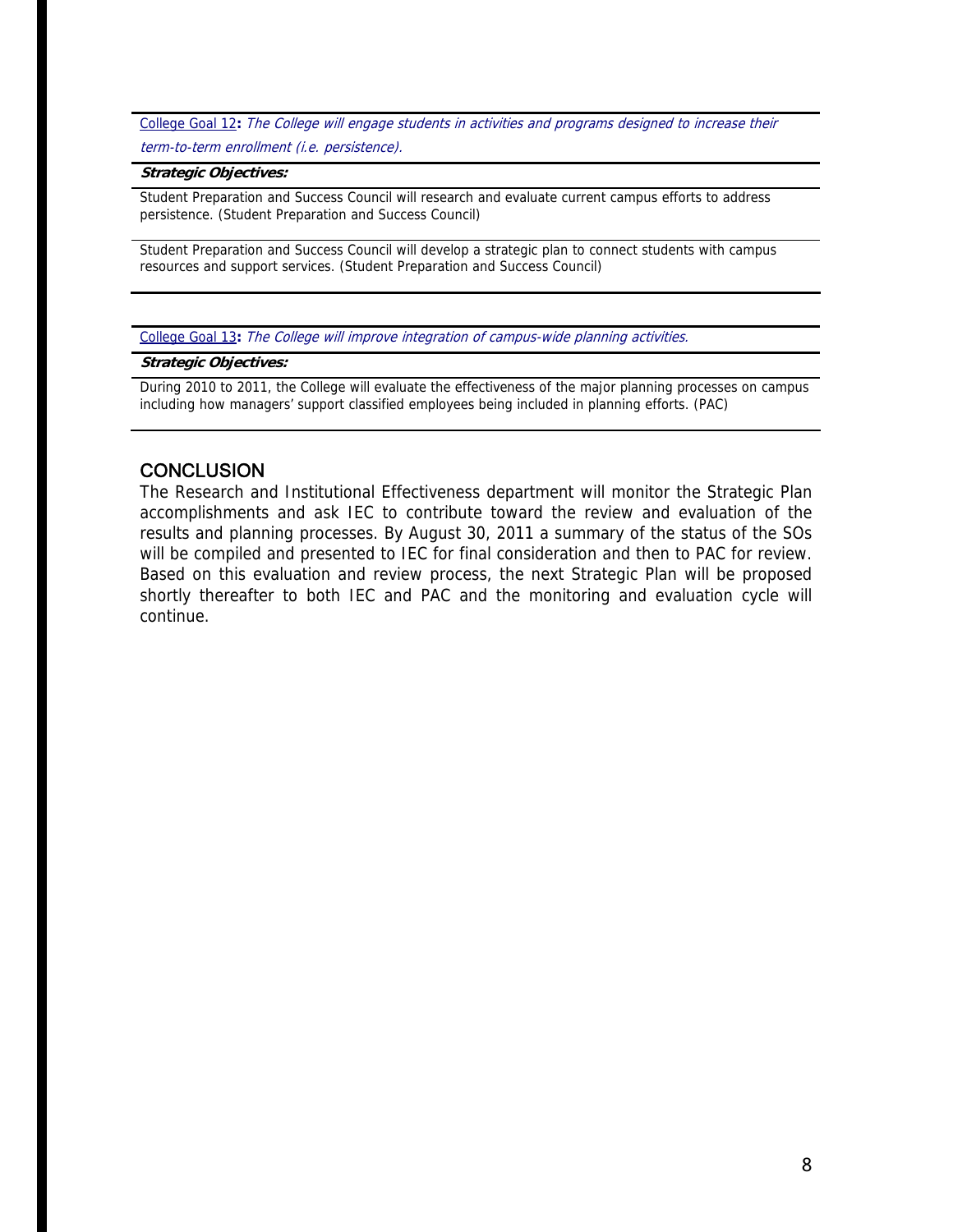College Goal 12**:** *The College will engage students in activities and programs designed to increase their term-to-term enrollment (i.e. persistence).*

***Strategic Objectives:***

Student Preparation and Success Council will research and evaluate current campus efforts to address persistence. (Student Preparation and Success Council)

Student Preparation and Success Council will develop a strategic plan to connect students with campus resources and support services. (Student Preparation and Success Council)

College Goal 13**:** *The College will improve integration of campus-wide planning activities.*

***Strategic Objectives:***

During 2010 to 2011, the College will evaluate the effectiveness of the major planning processes on campus including how managers' support classified employees being included in planning efforts. (PAC)

## CONCLUSION

The Research and Institutional Effectiveness department will monitor the Strategic Plan accomplishments and ask IEC to contribute toward the review and evaluation of the results and planning processes. By August 30, 2011 a summary of the status of the SOs will be compiled and presented to IEC for final consideration and then to PAC for review. Based on this evaluation and review process, the next Strategic Plan will be proposed shortly thereafter to both IEC and PAC and the monitoring and evaluation cycle will continue.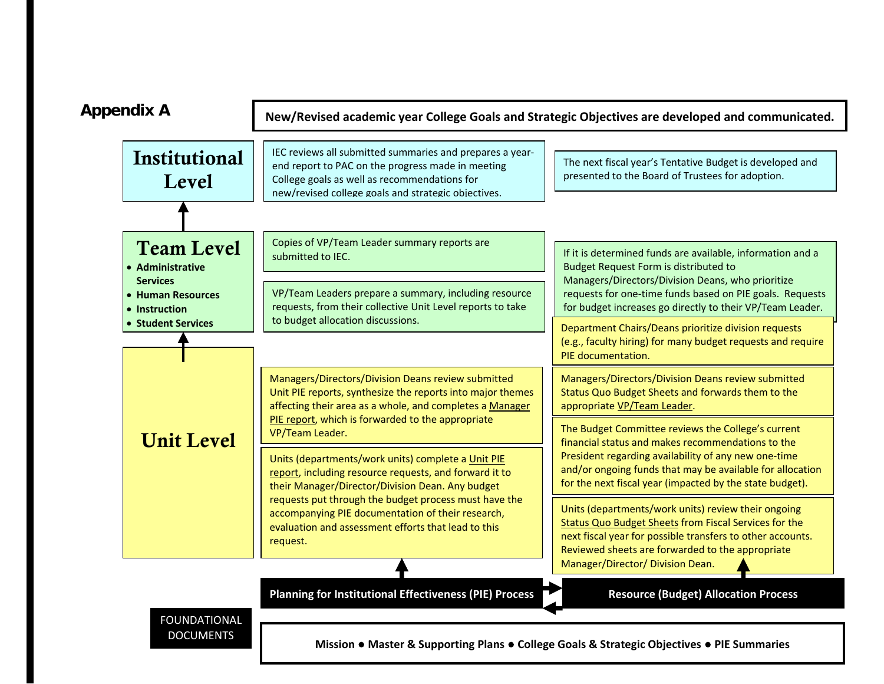## Appendix A

**New/Revised academic year College Goals and Strategic Objectives are developed and communicated.**

### Institutional Level

IEC reviews all submitted summaries and prepares a year-end report to PAC on the progress made in meeting College goals as well as recommendations for new/revised college goals and strategic objectives.

The next fiscal year's Tentative Budget is developed and presented to the Board of Trustees for adoption.

### Team Level

- **Administrative Services**
- **Human Resources**
- **Instruction**
- **Student Services**

Copies of VP/Team Leader summary reports are submitted to IEC.

VP/Team Leaders prepare a summary, including resource requests, from their collective Unit Level reports to take to budget allocation discussions.

If it is determined funds are available, information and a Budget Request Form is distributed to Managers/Directors/Division Deans, who prioritize requests for one-time funds based on PIE goals. Requests for budget increases go directly to their VP/Team Leader.

### Unit Level

Department Chairs/Deans prioritize division requests (e.g., faculty hiring) for many budget requests and require PIE documentation.

Managers/Directors/Division Deans review submitted Unit PIE reports, synthesize the reports into major themes affecting their area as a whole, and completes a Manager PIE report, which is forwarded to the appropriate VP/Team Leader.

Managers/Directors/Division Deans review submitted Status Quo Budget Sheets and forwards them to the appropriate VP/Team Leader.

The Budget Committee reviews the College's current financial status and makes recommendations to the President regarding availability of any new one-time and/or ongoing funds that may be available for allocation for the next fiscal year (impacted by the state budget).

Units (departments/work units) complete a Unit PIE report, including resource requests, and forward it to their Manager/Director/Division Dean. Any budget requests put through the budget process must have the accompanying PIE documentation of their research, evaluation and assessment efforts that lead to this request.

Units (departments/work units) review their ongoing Status Quo Budget Sheets from Fiscal Services for the next fiscal year for possible transfers to other accounts. Reviewed sheets are forwarded to the appropriate Manager/Director/ Division Dean.

**Planning for Institutional Effectiveness (PIE) Process** ⇄ **Resource (Budget) Allocation Process**

FOUNDATIONAL DOCUMENTS

**Mission ● Master & Supporting Plans ● College Goals & Strategic Objectives ● PIE Summaries**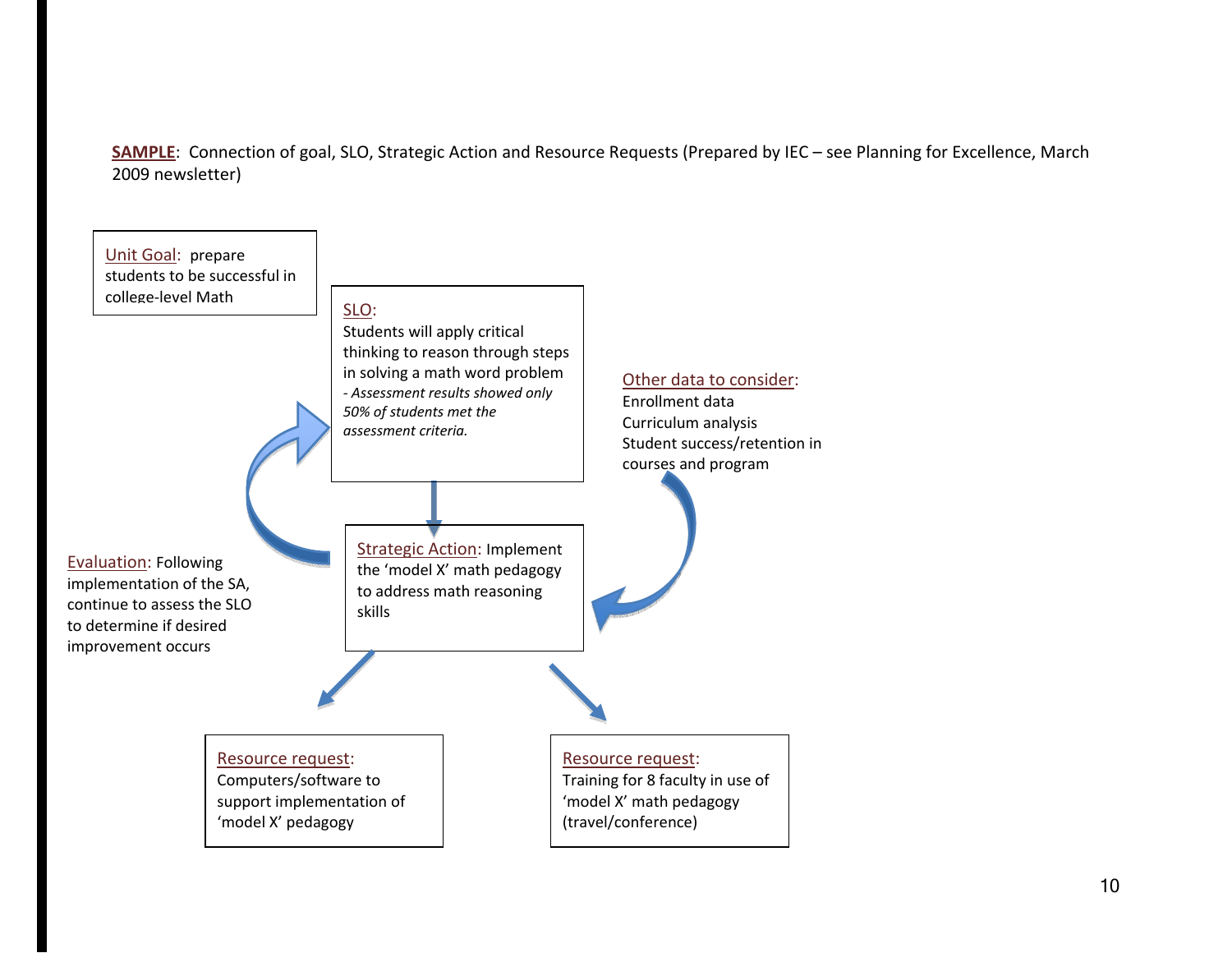**SAMPLE**: Connection of goal, SLO, Strategic Action and Resource Requests (Prepared by IEC – see Planning for Excellence, March 2009 newsletter)

Unit Goal: prepare students to be successful in college-level Math

SLO:
Students will apply critical thinking to reason through steps in solving a math word problem
*- Assessment results showed only 50% of students met the assessment criteria.*

Other data to consider:
Enrollment data
Curriculum analysis
Student success/retention in courses and program

Evaluation: Following implementation of the SA, continue to assess the SLO to determine if desired improvement occurs

Strategic Action: Implement the 'model X' math pedagogy to address math reasoning skills

Resource request:
Computers/software to support implementation of 'model X' pedagogy

Resource request:
Training for 8 faculty in use of 'model X' math pedagogy (travel/conference)